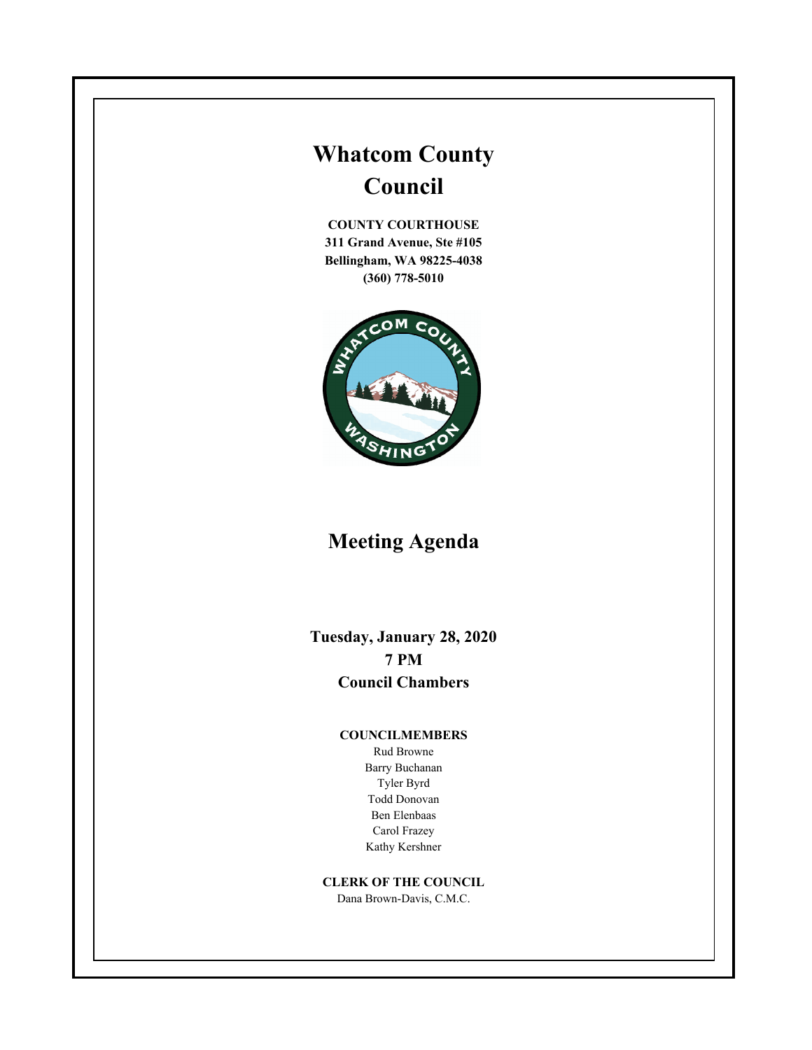# Whatcom County Council

**COUNTY COURTHOUSE**
**311 Grand Avenue, Ste #105**
**Bellingham, WA 98225-4038**
**(360) 778-5010**

## Meeting Agenda

**Tuesday, January 28, 2020**
**7 PM**
**Council Chambers**

**COUNCILMEMBERS**

Rud Browne
Barry Buchanan
Tyler Byrd
Todd Donovan
Ben Elenbaas
Carol Frazey
Kathy Kershner

**CLERK OF THE COUNCIL**

Dana Brown-Davis, C.M.C.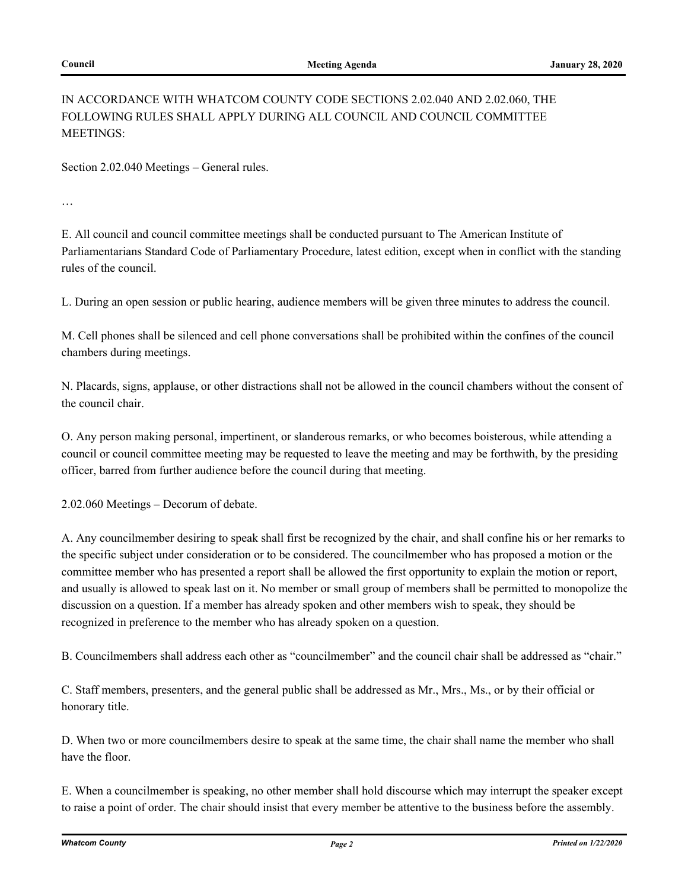IN ACCORDANCE WITH WHATCOM COUNTY CODE SECTIONS 2.02.040 AND 2.02.060, THE FOLLOWING RULES SHALL APPLY DURING ALL COUNCIL AND COUNCIL COMMITTEE MEETINGS:

Section 2.02.040 Meetings – General rules.

…

E. All council and council committee meetings shall be conducted pursuant to The American Institute of Parliamentarians Standard Code of Parliamentary Procedure, latest edition, except when in conflict with the standing rules of the council.

L. During an open session or public hearing, audience members will be given three minutes to address the council.

M. Cell phones shall be silenced and cell phone conversations shall be prohibited within the confines of the council chambers during meetings.

N. Placards, signs, applause, or other distractions shall not be allowed in the council chambers without the consent of the council chair.

O. Any person making personal, impertinent, or slanderous remarks, or who becomes boisterous, while attending a council or council committee meeting may be requested to leave the meeting and may be forthwith, by the presiding officer, barred from further audience before the council during that meeting.

2.02.060 Meetings – Decorum of debate.

A. Any councilmember desiring to speak shall first be recognized by the chair, and shall confine his or her remarks to the specific subject under consideration or to be considered. The councilmember who has proposed a motion or the committee member who has presented a report shall be allowed the first opportunity to explain the motion or report, and usually is allowed to speak last on it. No member or small group of members shall be permitted to monopolize the discussion on a question. If a member has already spoken and other members wish to speak, they should be recognized in preference to the member who has already spoken on a question.

B. Councilmembers shall address each other as "councilmember" and the council chair shall be addressed as "chair."

C. Staff members, presenters, and the general public shall be addressed as Mr., Mrs., Ms., or by their official or honorary title.

D. When two or more councilmembers desire to speak at the same time, the chair shall name the member who shall have the floor.

E. When a councilmember is speaking, no other member shall hold discourse which may interrupt the speaker except to raise a point of order. The chair should insist that every member be attentive to the business before the assembly.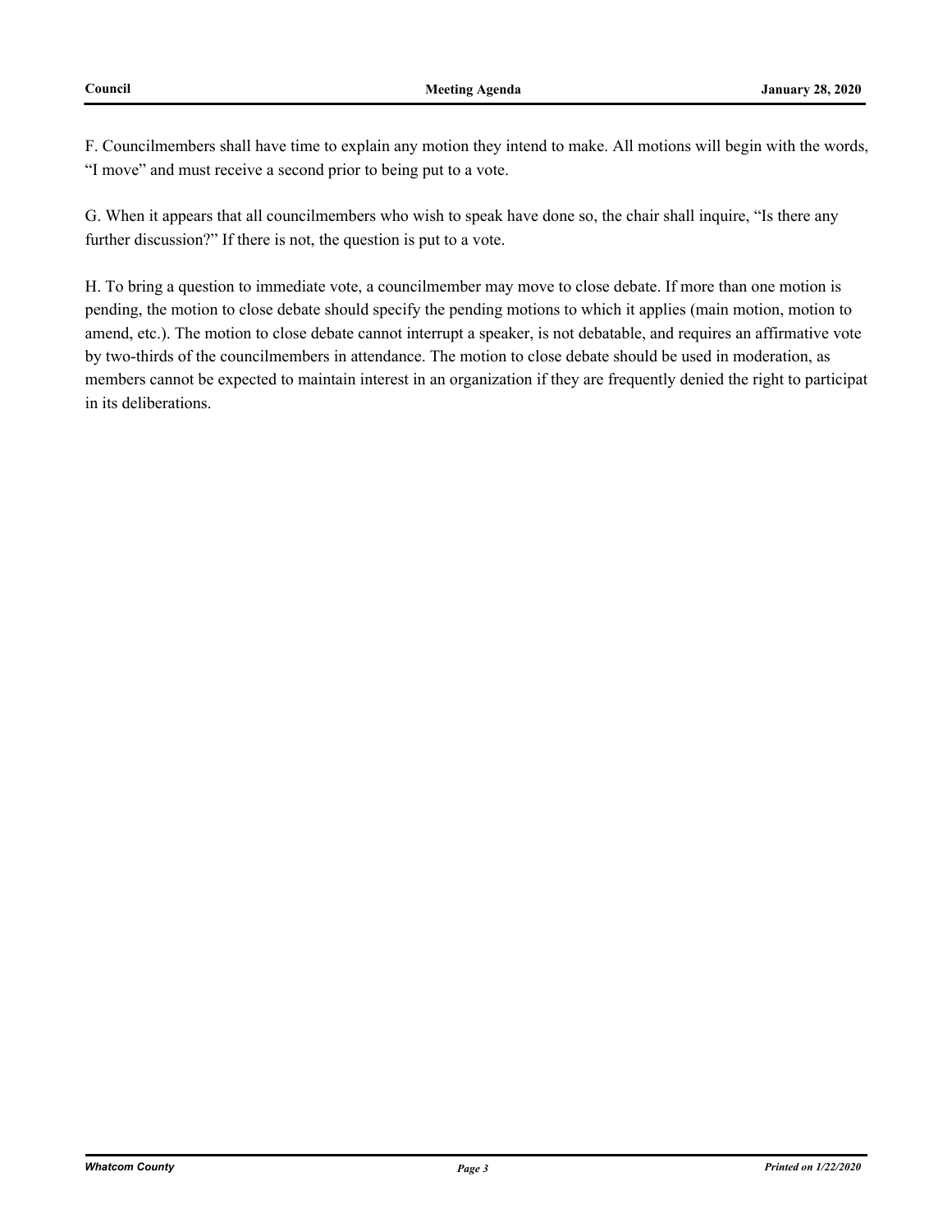F. Councilmembers shall have time to explain any motion they intend to make. All motions will begin with the words, "I move" and must receive a second prior to being put to a vote.

G. When it appears that all councilmembers who wish to speak have done so, the chair shall inquire, "Is there any further discussion?" If there is not, the question is put to a vote.

H. To bring a question to immediate vote, a councilmember may move to close debate. If more than one motion is pending, the motion to close debate should specify the pending motions to which it applies (main motion, motion to amend, etc.). The motion to close debate cannot interrupt a speaker, is not debatable, and requires an affirmative vote by two-thirds of the councilmembers in attendance. The motion to close debate should be used in moderation, as members cannot be expected to maintain interest in an organization if they are frequently denied the right to participat in its deliberations.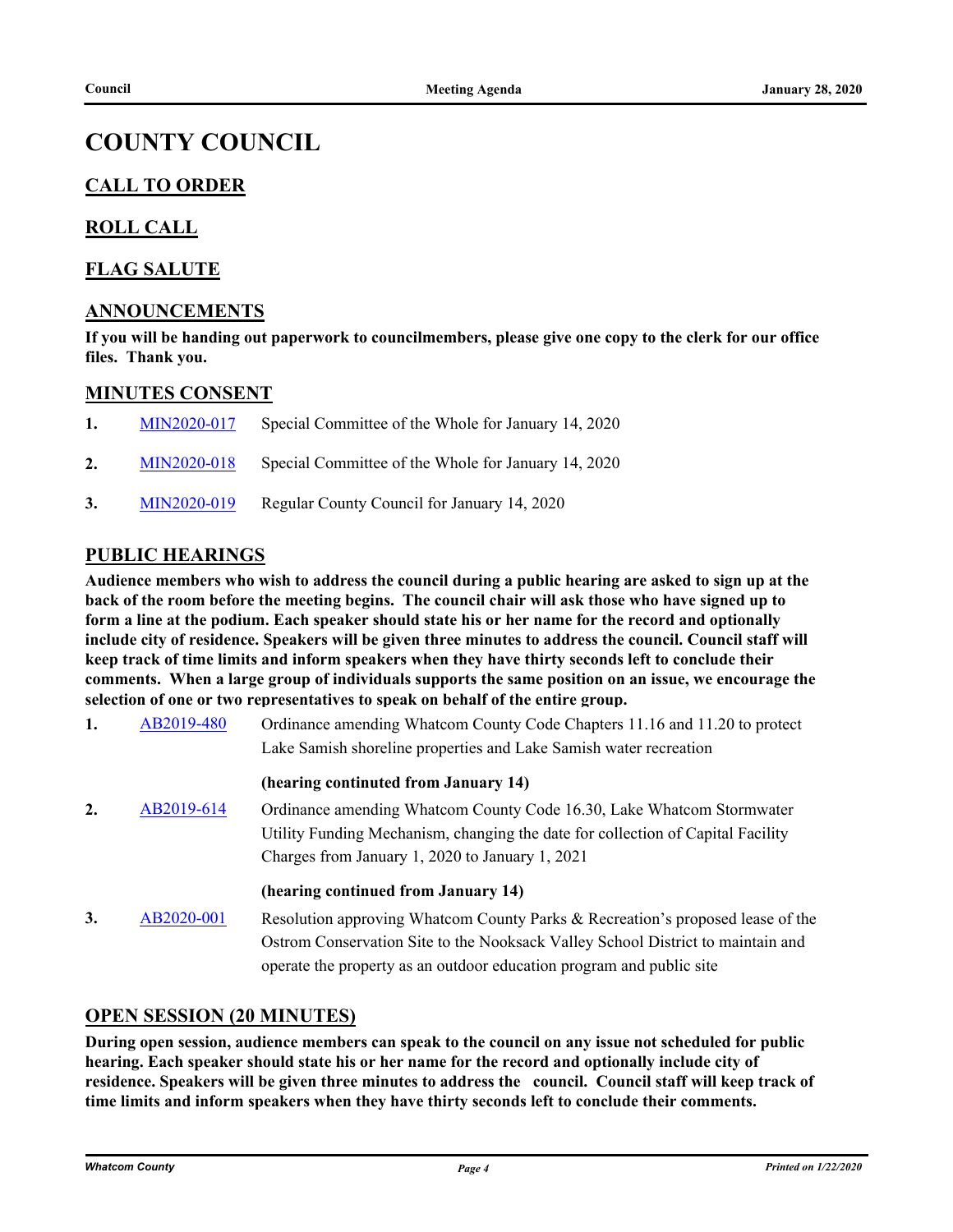# COUNTY COUNCIL

## CALL TO ORDER

## ROLL CALL

## FLAG SALUTE

## ANNOUNCEMENTS

**If you will be handing out paperwork to councilmembers, please give one copy to the clerk for our office files. Thank you.**

## MINUTES CONSENT

1. MIN2020-017 Special Committee of the Whole for January 14, 2020
2. MIN2020-018 Special Committee of the Whole for January 14, 2020
3. MIN2020-019 Regular County Council for January 14, 2020

## PUBLIC HEARINGS

**Audience members who wish to address the council during a public hearing are asked to sign up at the back of the room before the meeting begins. The council chair will ask those who have signed up to form a line at the podium. Each speaker should state his or her name for the record and optionally include city of residence. Speakers will be given three minutes to address the council. Council staff will keep track of time limits and inform speakers when they have thirty seconds left to conclude their comments. When a large group of individuals supports the same position on an issue, we encourage the selection of one or two representatives to speak on behalf of the entire group.**

1. AB2019-480 Ordinance amending Whatcom County Code Chapters 11.16 and 11.20 to protect Lake Samish shoreline properties and Lake Samish water recreation

   **(hearing contintued from January 14)**

2. AB2019-614 Ordinance amending Whatcom County Code 16.30, Lake Whatcom Stormwater Utility Funding Mechanism, changing the date for collection of Capital Facility Charges from January 1, 2020 to January 1, 2021

   **(hearing continued from January 14)**

3. AB2020-001 Resolution approving Whatcom County Parks & Recreation's proposed lease of the Ostrom Conservation Site to the Nooksack Valley School District to maintain and operate the property as an outdoor education program and public site

## OPEN SESSION (20 MINUTES)

**During open session, audience members can speak to the council on any issue not scheduled for public hearing. Each speaker should state his or her name for the record and optionally include city of residence. Speakers will be given three minutes to address the council. Council staff will keep track of time limits and inform speakers when they have thirty seconds left to conclude their comments.**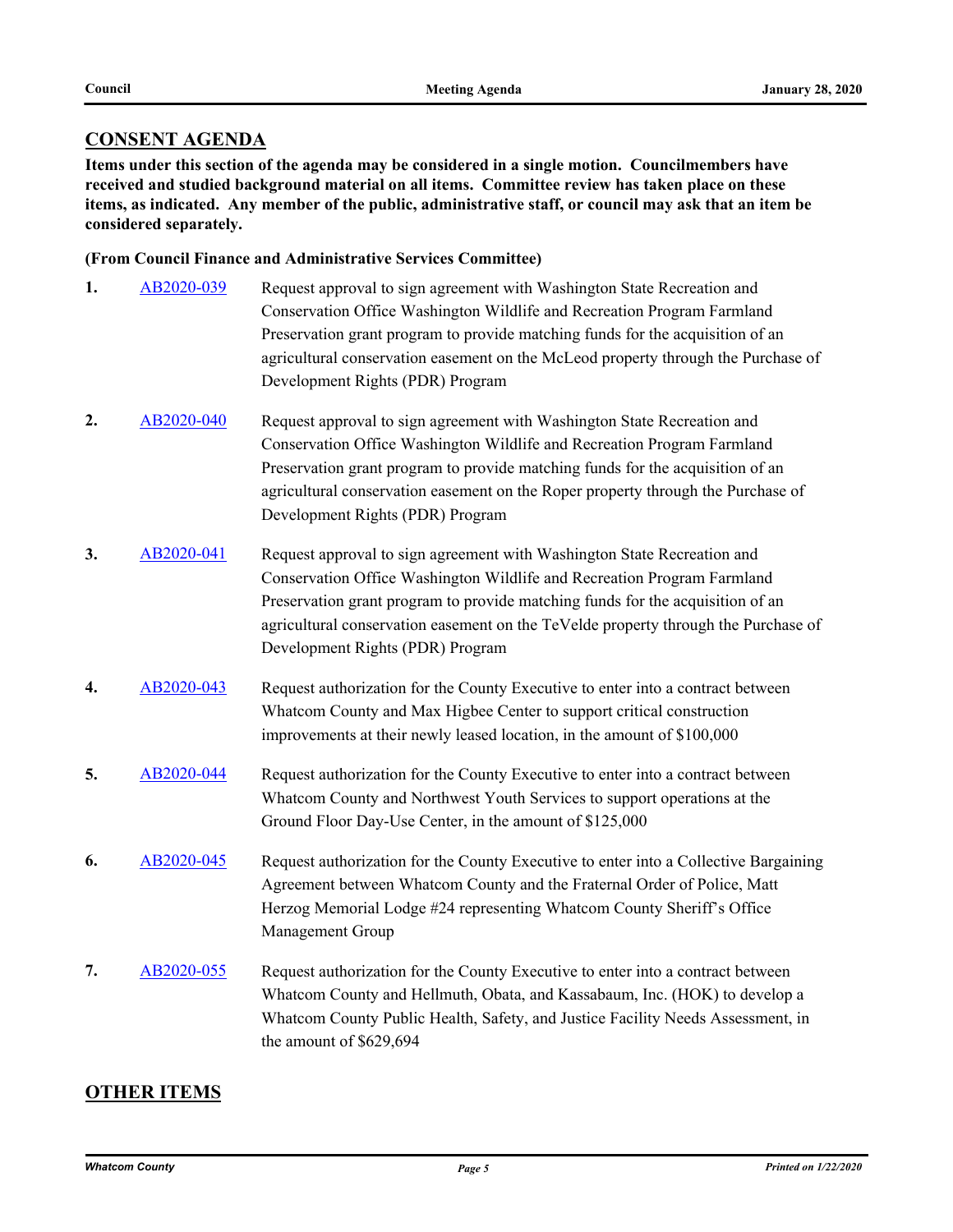## CONSENT AGENDA

**Items under this section of the agenda may be considered in a single motion. Councilmembers have received and studied background material on all items. Committee review has taken place on these items, as indicated. Any member of the public, administrative staff, or council may ask that an item be considered separately.**

**(From Council Finance and Administrative Services Committee)**

1. AB2020-039 Request approval to sign agreement with Washington State Recreation and Conservation Office Washington Wildlife and Recreation Program Farmland Preservation grant program to provide matching funds for the acquisition of an agricultural conservation easement on the McLeod property through the Purchase of Development Rights (PDR) Program

2. AB2020-040 Request approval to sign agreement with Washington State Recreation and Conservation Office Washington Wildlife and Recreation Program Farmland Preservation grant program to provide matching funds for the acquisition of an agricultural conservation easement on the Roper property through the Purchase of Development Rights (PDR) Program

3. AB2020-041 Request approval to sign agreement with Washington State Recreation and Conservation Office Washington Wildlife and Recreation Program Farmland Preservation grant program to provide matching funds for the acquisition of an agricultural conservation easement on the TeVelde property through the Purchase of Development Rights (PDR) Program

4. AB2020-043 Request authorization for the County Executive to enter into a contract between Whatcom County and Max Higbee Center to support critical construction improvements at their newly leased location, in the amount of $100,000

5. AB2020-044 Request authorization for the County Executive to enter into a contract between Whatcom County and Northwest Youth Services to support operations at the Ground Floor Day-Use Center, in the amount of $125,000

6. AB2020-045 Request authorization for the County Executive to enter into a Collective Bargaining Agreement between Whatcom County and the Fraternal Order of Police, Matt Herzog Memorial Lodge #24 representing Whatcom County Sheriff's Office Management Group

7. AB2020-055 Request authorization for the County Executive to enter into a contract between Whatcom County and Hellmuth, Obata, and Kassabaum, Inc. (HOK) to develop a Whatcom County Public Health, Safety, and Justice Facility Needs Assessment, in the amount of $629,694

## OTHER ITEMS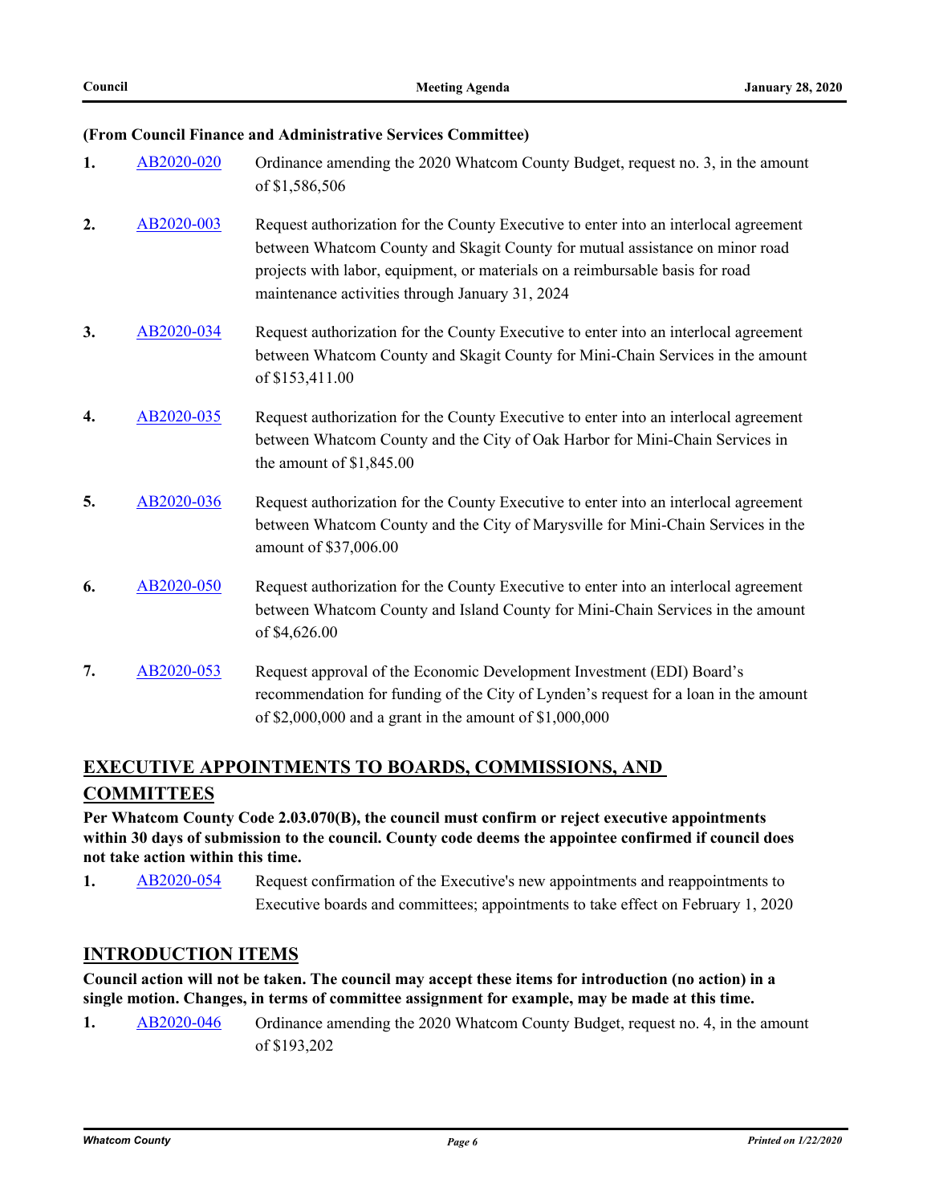**(From Council Finance and Administrative Services Committee)**

1. AB2020-020 Ordinance amending the 2020 Whatcom County Budget, request no. 3, in the amount of $1,586,506

2. AB2020-003 Request authorization for the County Executive to enter into an interlocal agreement between Whatcom County and Skagit County for mutual assistance on minor road projects with labor, equipment, or materials on a reimbursable basis for road maintenance activities through January 31, 2024

3. AB2020-034 Request authorization for the County Executive to enter into an interlocal agreement between Whatcom County and Skagit County for Mini-Chain Services in the amount of $153,411.00

4. AB2020-035 Request authorization for the County Executive to enter into an interlocal agreement between Whatcom County and the City of Oak Harbor for Mini-Chain Services in the amount of $1,845.00

5. AB2020-036 Request authorization for the County Executive to enter into an interlocal agreement between Whatcom County and the City of Marysville for Mini-Chain Services in the amount of $37,006.00

6. AB2020-050 Request authorization for the County Executive to enter into an interlocal agreement between Whatcom County and Island County for Mini-Chain Services in the amount of $4,626.00

7. AB2020-053 Request approval of the Economic Development Investment (EDI) Board's recommendation for funding of the City of Lynden's request for a loan in the amount of $2,000,000 and a grant in the amount of $1,000,000

## EXECUTIVE APPOINTMENTS TO BOARDS, COMMISSIONS, AND COMMITTEES

**Per Whatcom County Code 2.03.070(B), the council must confirm or reject executive appointments within 30 days of submission to the council. County code deems the appointee confirmed if council does not take action within this time.**

1. AB2020-054 Request confirmation of the Executive's new appointments and reappointments to Executive boards and committees; appointments to take effect on February 1, 2020

## INTRODUCTION ITEMS

**Council action will not be taken. The council may accept these items for introduction (no action) in a single motion. Changes, in terms of committee assignment for example, may be made at this time.**

1. AB2020-046 Ordinance amending the 2020 Whatcom County Budget, request no. 4, in the amount of $193,202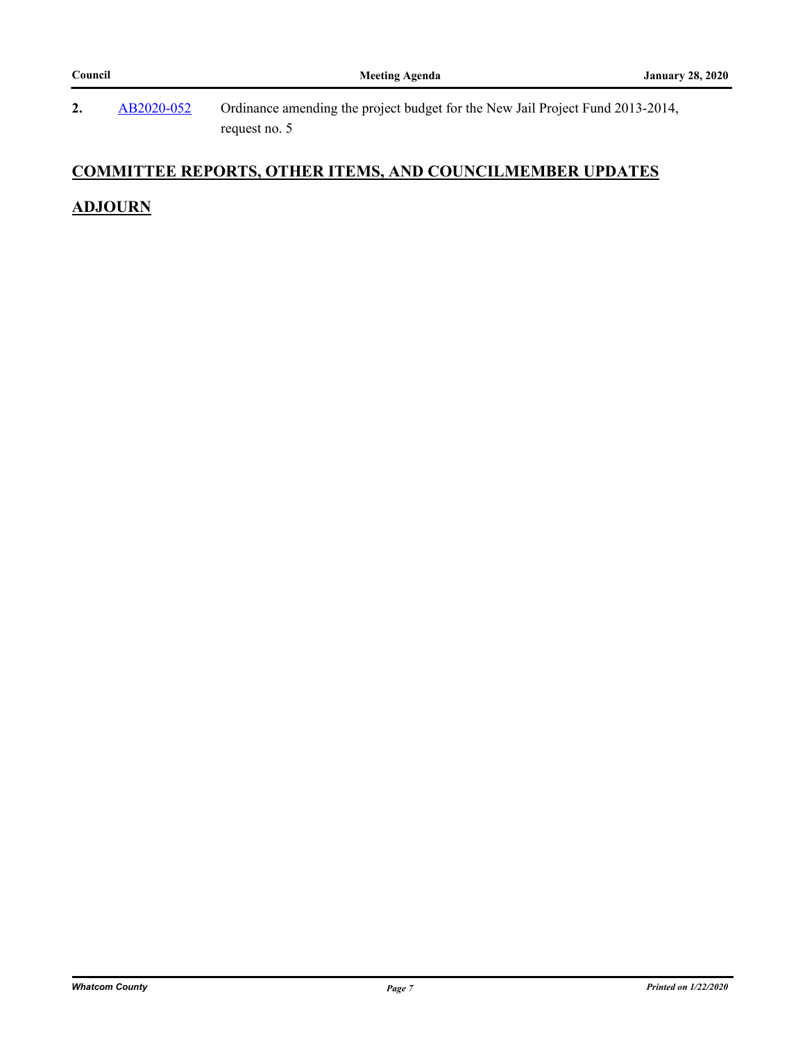**2.** [AB2020-052] Ordinance amending the project budget for the New Jail Project Fund 2013-2014, request no. 5

## COMMITTEE REPORTS, OTHER ITEMS, AND COUNCILMEMBER UPDATES

## ADJOURN